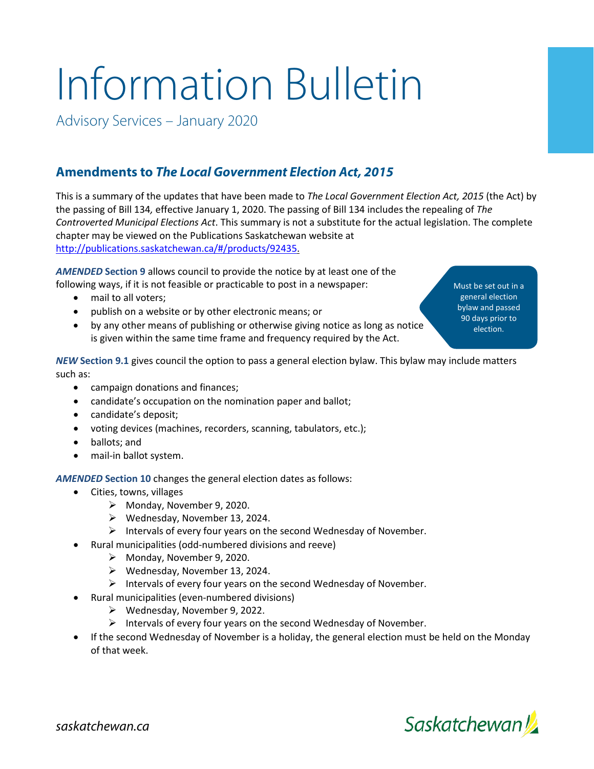# Information Bulletin

Advisory Services – January 2020

## Amendments to *The Local Government Election Act, 2015*

This is a summary of the updates that have been made to *The Local Government Election Act, 2015* (the Act) by the passing of Bill 134*,* effective January 1, 2020. The passing of Bill 134 includes the repealing of *The Controverted Municipal Elections Act*. This summary is not a substitute for the actual legislation. The complete chapter may be viewed on the Publications Saskatchewan website at [http://publications.saskatchewan.ca/#/products/92435](http://publications.saskatchewan.ca/#/products/92435).

***AMENDED* Section 9** allows council to provide the notice by at least one of the following ways, if it is not feasible or practicable to post in a newspaper:

- mail to all voters;
- publish on a website or by other electronic means; or
- by any other means of publishing or otherwise giving notice as long as notice is given within the same time frame and frequency required by the Act.

Must be set out in a general election bylaw and passed 90 days prior to election.

***NEW* Section 9.1** gives council the option to pass a general election bylaw. This bylaw may include matters such as:

- campaign donations and finances;
- candidate's occupation on the nomination paper and ballot;
- candidate's deposit;
- voting devices (machines, recorders, scanning, tabulators, etc.);
- ballots; and
- mail-in ballot system.

***AMENDED* Section 10** changes the general election dates as follows:

- Cities, towns, villages
  - Monday, November 9, 2020.
  - Wednesday, November 13, 2024.
  - Intervals of every four years on the second Wednesday of November.
- Rural municipalities (odd-numbered divisions and reeve)
  - Monday, November 9, 2020.
  - Wednesday, November 13, 2024.
  - Intervals of every four years on the second Wednesday of November.
- Rural municipalities (even-numbered divisions)
  - Wednesday, November 9, 2022.
  - Intervals of every four years on the second Wednesday of November.
- If the second Wednesday of November is a holiday, the general election must be held on the Monday of that week.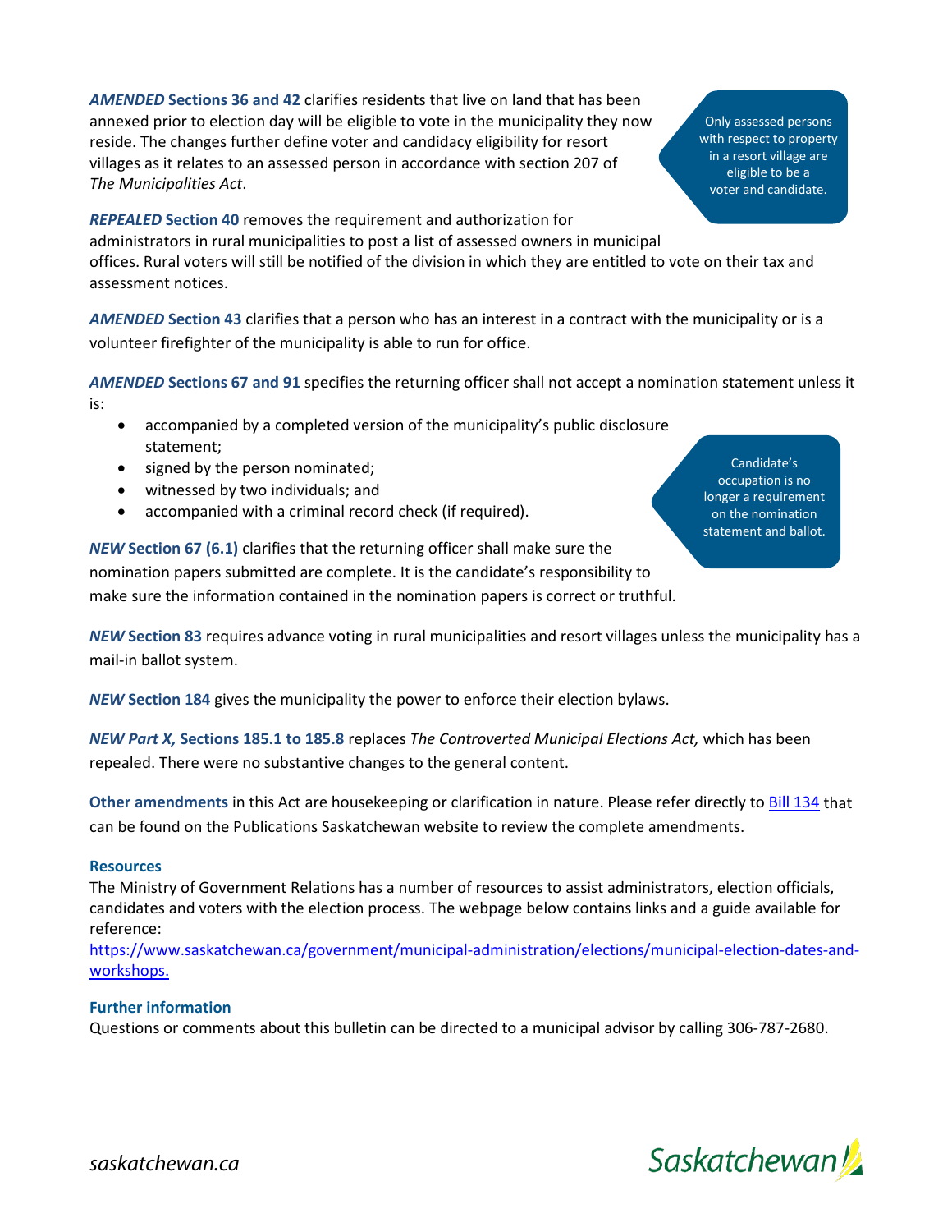***AMENDED* Sections 36 and 42** clarifies residents that live on land that has been annexed prior to election day will be eligible to vote in the municipality they now reside. The changes further define voter and candidacy eligibility for resort villages as it relates to an assessed person in accordance with section 207 of *The Municipalities Act*.

> Only assessed persons with respect to property in a resort village are eligible to be a voter and candidate.

***REPEALED* Section 40** removes the requirement and authorization for administrators in rural municipalities to post a list of assessed owners in municipal offices. Rural voters will still be notified of the division in which they are entitled to vote on their tax and assessment notices.

***AMENDED* Section 43** clarifies that a person who has an interest in a contract with the municipality or is a volunteer firefighter of the municipality is able to run for office.

***AMENDED* Sections 67 and 91** specifies the returning officer shall not accept a nomination statement unless it is:

- accompanied by a completed version of the municipality's public disclosure statement;
- signed by the person nominated;
- witnessed by two individuals; and
- accompanied with a criminal record check (if required).

> Candidate's occupation is no longer a requirement on the nomination statement and ballot.

***NEW* Section 67 (6.1)** clarifies that the returning officer shall make sure the nomination papers submitted are complete. It is the candidate's responsibility to make sure the information contained in the nomination papers is correct or truthful.

***NEW* Section 83** requires advance voting in rural municipalities and resort villages unless the municipality has a mail-in ballot system.

***NEW* Section 184** gives the municipality the power to enforce their election bylaws.

***NEW* Part X, Sections 185.1 to 185.8** replaces *The Controverted Municipal Elections Act,* which has been repealed. There were no substantive changes to the general content.

**Other amendments** in this Act are housekeeping or clarification in nature. Please refer directly to [Bill 134] that can be found on the Publications Saskatchewan website to review the complete amendments.

### Resources

The Ministry of Government Relations has a number of resources to assist administrators, election officials, candidates and voters with the election process. The webpage below contains links and a guide available for reference:
https://www.saskatchewan.ca/government/municipal-administration/elections/municipal-election-dates-and-workshops.

### Further information

Questions or comments about this bulletin can be directed to a municipal advisor by calling 306-787-2680.